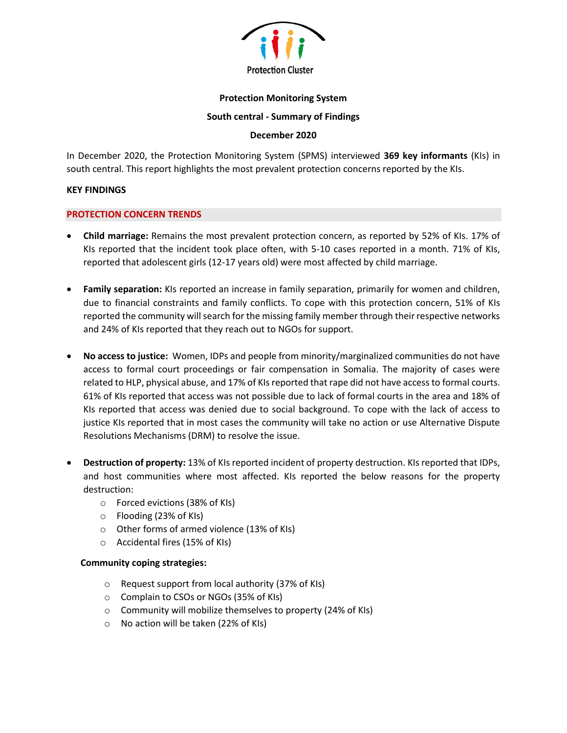Protection Cluster

**Protection Monitoring System**

**South central - Summary of Findings**

**December 2020**

In December 2020, the Protection Monitoring System (SPMS) interviewed **369 key informants** (KIs) in south central. This report highlights the most prevalent protection concerns reported by the KIs.

**KEY FINDINGS**

## PROTECTION CONCERN TRENDS

- **Child marriage:** Remains the most prevalent protection concern, as reported by 52% of KIs. 17% of KIs reported that the incident took place often, with 5-10 cases reported in a month. 71% of KIs, reported that adolescent girls (12-17 years old) were most affected by child marriage.

- **Family separation:** KIs reported an increase in family separation, primarily for women and children, due to financial constraints and family conflicts. To cope with this protection concern, 51% of KIs reported the community will search for the missing family member through their respective networks and 24% of KIs reported that they reach out to NGOs for support.

- **No access to justice:** Women, IDPs and people from minority/marginalized communities do not have access to formal court proceedings or fair compensation in Somalia. The majority of cases were related to HLP, physical abuse, and 17% of KIs reported that rape did not have access to formal courts. 61% of KIs reported that access was not possible due to lack of formal courts in the area and 18% of KIs reported that access was denied due to social background. To cope with the lack of access to justice KIs reported that in most cases the community will take no action or use Alternative Dispute Resolutions Mechanisms (DRM) to resolve the issue.

- **Destruction of property:** 13% of KIs reported incident of property destruction. KIs reported that IDPs, and host communities where most affected. KIs reported the below reasons for the property destruction:
  - Forced evictions (38% of KIs)
  - Flooding (23% of KIs)
  - Other forms of armed violence (13% of KIs)
  - Accidental fires (15% of KIs)

  **Community coping strategies:**

  - Request support from local authority (37% of KIs)
  - Complain to CSOs or NGOs (35% of KIs)
  - Community will mobilize themselves to property (24% of KIs)
  - No action will be taken (22% of KIs)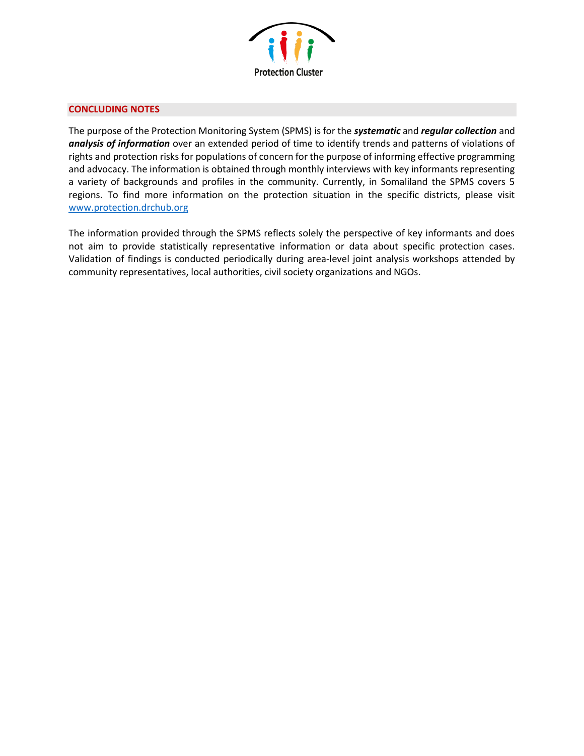Protection Cluster

## CONCLUDING NOTES

The purpose of the Protection Monitoring System (SPMS) is for the ***systematic*** and ***regular collection*** and ***analysis of information*** over an extended period of time to identify trends and patterns of violations of rights and protection risks for populations of concern for the purpose of informing effective programming and advocacy. The information is obtained through monthly interviews with key informants representing a variety of backgrounds and profiles in the community. Currently, in Somaliland the SPMS covers 5 regions. To find more information on the protection situation in the specific districts, please visit [www.protection.drchub.org](http://www.protection.drchub.org)

The information provided through the SPMS reflects solely the perspective of key informants and does not aim to provide statistically representative information or data about specific protection cases. Validation of findings is conducted periodically during area-level joint analysis workshops attended by community representatives, local authorities, civil society organizations and NGOs.